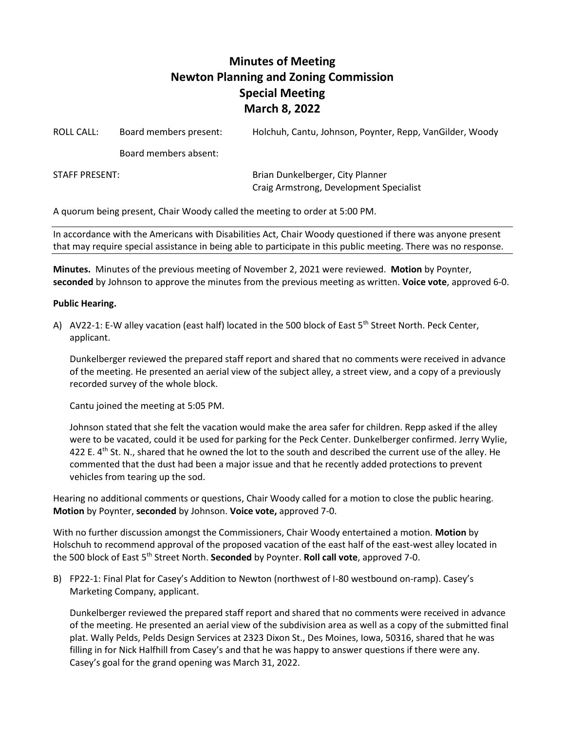# Minutes of Meeting
# Newton Planning and Zoning Commission
# Special Meeting
# March 8, 2022

ROLL CALL: Board members present: Holchuh, Cantu, Johnson, Poynter, Repp, VanGilder, Woody

Board members absent:

STAFF PRESENT: Brian Dunkelberger, City Planner
Craig Armstrong, Development Specialist

A quorum being present, Chair Woody called the meeting to order at 5:00 PM.

In accordance with the Americans with Disabilities Act, Chair Woody questioned if there was anyone present that may require special assistance in being able to participate in this public meeting. There was no response.

**Minutes.** Minutes of the previous meeting of November 2, 2021 were reviewed. **Motion** by Poynter, **seconded** by Johnson to approve the minutes from the previous meeting as written. **Voice vote**, approved 6-0.

**Public Hearing.**

A) AV22-1: E-W alley vacation (east half) located in the 500 block of East 5th Street North. Peck Center, applicant.

Dunkelberger reviewed the prepared staff report and shared that no comments were received in advance of the meeting. He presented an aerial view of the subject alley, a street view, and a copy of a previously recorded survey of the whole block.

Cantu joined the meeting at 5:05 PM.

Johnson stated that she felt the vacation would make the area safer for children. Repp asked if the alley were to be vacated, could it be used for parking for the Peck Center. Dunkelberger confirmed. Jerry Wylie, 422 E. 4th St. N., shared that he owned the lot to the south and described the current use of the alley. He commented that the dust had been a major issue and that he recently added protections to prevent vehicles from tearing up the sod.

Hearing no additional comments or questions, Chair Woody called for a motion to close the public hearing. **Motion** by Poynter, **seconded** by Johnson. **Voice vote,** approved 7-0.

With no further discussion amongst the Commissioners, Chair Woody entertained a motion. **Motion** by Holschuh to recommend approval of the proposed vacation of the east half of the east-west alley located in the 500 block of East 5th Street North. **Seconded** by Poynter. **Roll call vote**, approved 7-0.

B) FP22-1: Final Plat for Casey's Addition to Newton (northwest of I-80 westbound on-ramp). Casey's Marketing Company, applicant.

Dunkelberger reviewed the prepared staff report and shared that no comments were received in advance of the meeting. He presented an aerial view of the subdivision area as well as a copy of the submitted final plat. Wally Pelds, Pelds Design Services at 2323 Dixon St., Des Moines, Iowa, 50316, shared that he was filling in for Nick Halfhill from Casey's and that he was happy to answer questions if there were any. Casey's goal for the grand opening was March 31, 2022.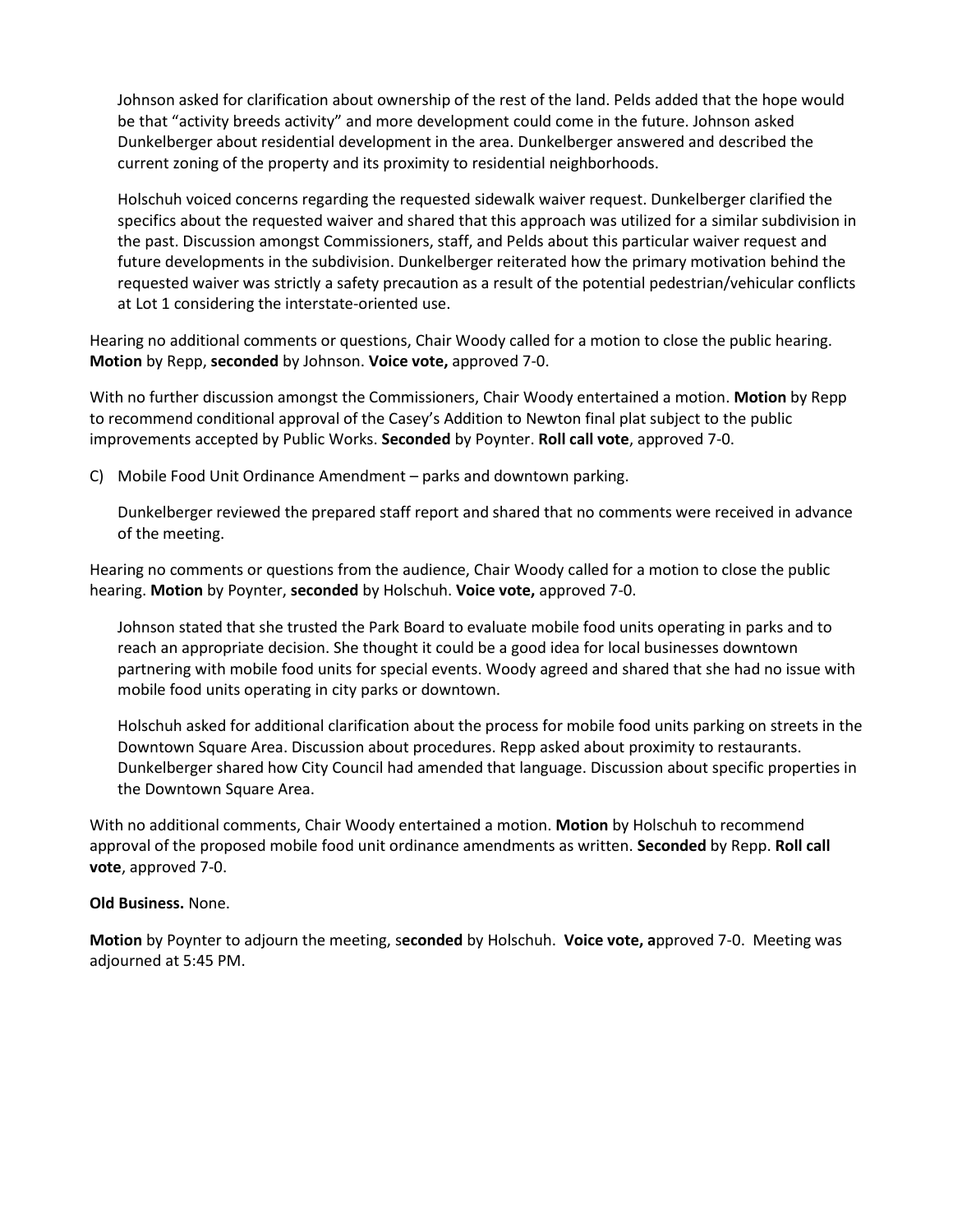Johnson asked for clarification about ownership of the rest of the land. Pelds added that the hope would be that "activity breeds activity" and more development could come in the future. Johnson asked Dunkelberger about residential development in the area. Dunkelberger answered and described the current zoning of the property and its proximity to residential neighborhoods.

Holschuh voiced concerns regarding the requested sidewalk waiver request. Dunkelberger clarified the specifics about the requested waiver and shared that this approach was utilized for a similar subdivision in the past. Discussion amongst Commissioners, staff, and Pelds about this particular waiver request and future developments in the subdivision. Dunkelberger reiterated how the primary motivation behind the requested waiver was strictly a safety precaution as a result of the potential pedestrian/vehicular conflicts at Lot 1 considering the interstate-oriented use.

Hearing no additional comments or questions, Chair Woody called for a motion to close the public hearing. **Motion** by Repp, **seconded** by Johnson. **Voice vote,** approved 7-0.

With no further discussion amongst the Commissioners, Chair Woody entertained a motion. **Motion** by Repp to recommend conditional approval of the Casey's Addition to Newton final plat subject to the public improvements accepted by Public Works. **Seconded** by Poynter. **Roll call vote**, approved 7-0.

C) Mobile Food Unit Ordinance Amendment – parks and downtown parking.

Dunkelberger reviewed the prepared staff report and shared that no comments were received in advance of the meeting.

Hearing no comments or questions from the audience, Chair Woody called for a motion to close the public hearing. **Motion** by Poynter, **seconded** by Holschuh. **Voice vote,** approved 7-0.

Johnson stated that she trusted the Park Board to evaluate mobile food units operating in parks and to reach an appropriate decision. She thought it could be a good idea for local businesses downtown partnering with mobile food units for special events. Woody agreed and shared that she had no issue with mobile food units operating in city parks or downtown.

Holschuh asked for additional clarification about the process for mobile food units parking on streets in the Downtown Square Area. Discussion about procedures. Repp asked about proximity to restaurants. Dunkelberger shared how City Council had amended that language. Discussion about specific properties in the Downtown Square Area.

With no additional comments, Chair Woody entertained a motion. **Motion** by Holschuh to recommend approval of the proposed mobile food unit ordinance amendments as written. **Seconded** by Repp. **Roll call vote**, approved 7-0.

**Old Business.** None.

**Motion** by Poynter to adjourn the meeting, s**econded** by Holschuh. **Voice vote, a**pproved 7-0. Meeting was adjourned at 5:45 PM.